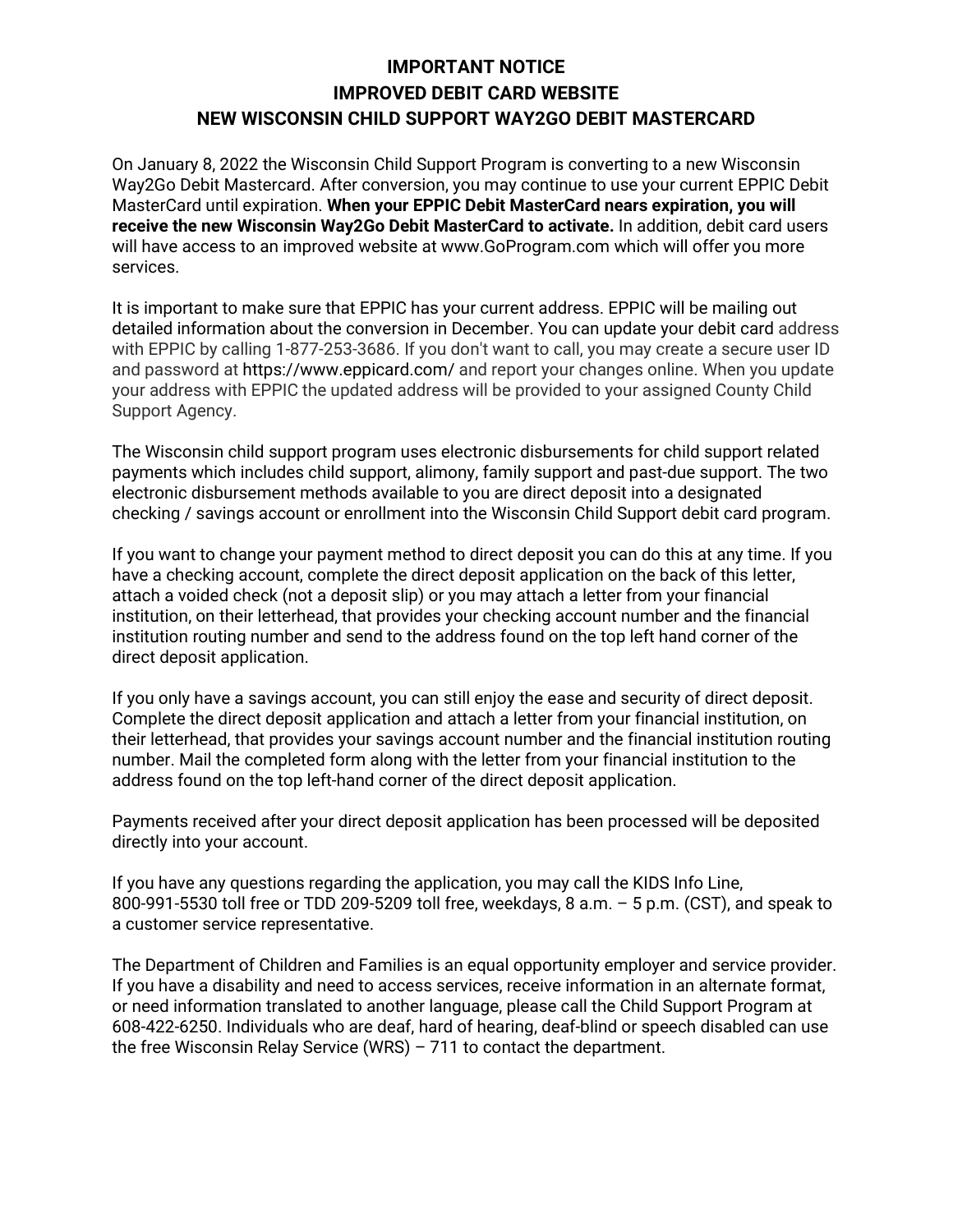# IMPORTANT NOTICE
# IMPROVED DEBIT CARD WEBSITE
# NEW WISCONSIN CHILD SUPPORT WAY2GO DEBIT MASTERCARD

On January 8, 2022 the Wisconsin Child Support Program is converting to a new Wisconsin Way2Go Debit Mastercard. After conversion, you may continue to use your current EPPIC Debit MasterCard until expiration. **When your EPPIC Debit MasterCard nears expiration, you will receive the new Wisconsin Way2Go Debit MasterCard to activate.** In addition, debit card users will have access to an improved website at www.GoProgram.com which will offer you more services.

It is important to make sure that EPPIC has your current address. EPPIC will be mailing out detailed information about the conversion in December. You can update your debit card address with EPPIC by calling 1-877-253-3686. If you don't want to call, you may create a secure user ID and password at https://www.eppicard.com/ and report your changes online. When you update your address with EPPIC the updated address will be provided to your assigned County Child Support Agency.

The Wisconsin child support program uses electronic disbursements for child support related payments which includes child support, alimony, family support and past-due support. The two electronic disbursement methods available to you are direct deposit into a designated checking / savings account or enrollment into the Wisconsin Child Support debit card program.

If you want to change your payment method to direct deposit you can do this at any time. If you have a checking account, complete the direct deposit application on the back of this letter, attach a voided check (not a deposit slip) or you may attach a letter from your financial institution, on their letterhead, that provides your checking account number and the financial institution routing number and send to the address found on the top left hand corner of the direct deposit application.

If you only have a savings account, you can still enjoy the ease and security of direct deposit. Complete the direct deposit application and attach a letter from your financial institution, on their letterhead, that provides your savings account number and the financial institution routing number. Mail the completed form along with the letter from your financial institution to the address found on the top left-hand corner of the direct deposit application.

Payments received after your direct deposit application has been processed will be deposited directly into your account.

If you have any questions regarding the application, you may call the KIDS Info Line, 800-991-5530 toll free or TDD 209-5209 toll free, weekdays, 8 a.m. – 5 p.m. (CST), and speak to a customer service representative.

The Department of Children and Families is an equal opportunity employer and service provider. If you have a disability and need to access services, receive information in an alternate format, or need information translated to another language, please call the Child Support Program at 608-422-6250. Individuals who are deaf, hard of hearing, deaf-blind or speech disabled can use the free Wisconsin Relay Service (WRS) – 711 to contact the department.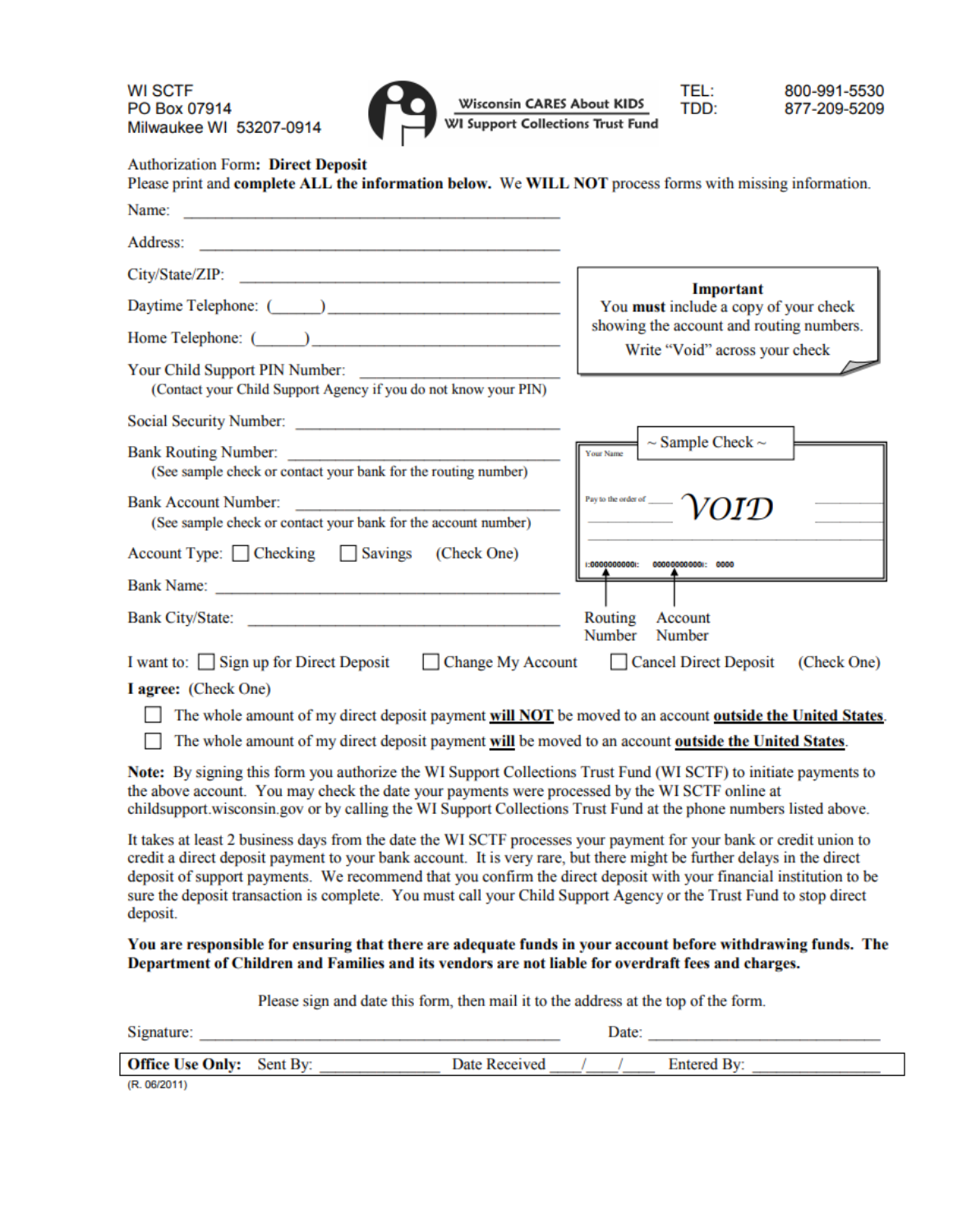WI SCTF
PO Box 07914
Milwaukee WI 53207-0914

Wisconsin CARES About KIDS
WI Support Collections Trust Fund

TEL: 800-991-5530
TDD: 877-209-5209

Authorization Form: **Direct Deposit**

Please print and **complete ALL the information below.** We **WILL NOT** process forms with missing information.

Name: ______________________________________________

Address: ______________________________________________

City/State/ZIP: ______________________________________________

Daytime Telephone: (______) ______________________________

Home Telephone: (______) ______________________________

Your Child Support PIN Number: ______________________
(Contact your Child Support Agency if you do not know your PIN)

Social Security Number: ______________________________

Bank Routing Number: ______________________________
(See sample check or contact your bank for the routing number)

Bank Account Number: ______________________________
(See sample check or contact your bank for the account number)

Account Type: ☐ Checking ☐ Savings (Check One)

Bank Name: ______________________________________________

Bank City/State: ______________________________________________

> **Important**
> You **must** include a copy of your check showing the account and routing numbers.
> Write "Void" across your check

~ Sample Check ~

Your Name

Pay to the order of

VOID

⑆000000000⑆ 000000000⑈ 0000

Routing Number  Account Number

I want to: ☐ Sign up for Direct Deposit ☐ Change My Account ☐ Cancel Direct Deposit (Check One)

**I agree:** (Check One)

☐ The whole amount of my direct deposit payment **will NOT** be moved to an account **outside the United States**.

☐ The whole amount of my direct deposit payment **will** be moved to an account **outside the United States**.

**Note:** By signing this form you authorize the WI Support Collections Trust Fund (WI SCTF) to initiate payments to the above account. You may check the date your payments were processed by the WI SCTF online at childsupport.wisconsin.gov or by calling the WI Support Collections Trust Fund at the phone numbers listed above.

It takes at least 2 business days from the date the WI SCTF processes your payment for your bank or credit union to credit a direct deposit payment to your bank account. It is very rare, but there might be further delays in the direct deposit of support payments. We recommend that you confirm the direct deposit with your financial institution to be sure the deposit transaction is complete. You must call your Child Support Agency or the Trust Fund to stop direct deposit.

**You are responsible for ensuring that there are adequate funds in your account before withdrawing funds. The Department of Children and Families and its vendors are not liable for overdraft fees and charges.**

Please sign and date this form, then mail it to the address at the top of the form.

Signature: ______________________________________ Date: ______________________

**Office Use Only:** Sent By: ______________ Date Received ____/____/____ Entered By: ________________

(R. 06/2011)